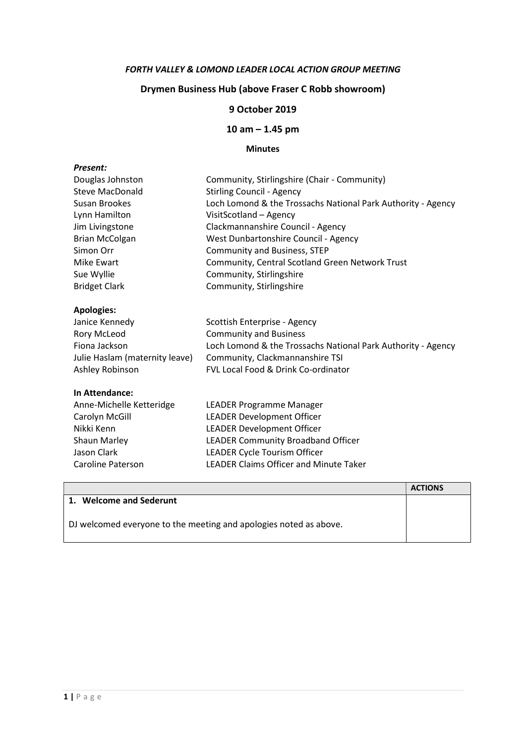***FORTH VALLEY & LOMOND LEADER LOCAL ACTION GROUP MEETING***

**Drymen Business Hub (above Fraser C Robb showroom)**

**9 October 2019**

**10 am – 1.45 pm**

**Minutes**

***Present:***

| | |
|---|---|
| Douglas Johnston | Community, Stirlingshire (Chair - Community) |
| Steve MacDonald | Stirling Council - Agency |
| Susan Brookes | Loch Lomond & the Trossachs National Park Authority - Agency |
| Lynn Hamilton | VisitScotland – Agency |
| Jim Livingstone | Clackmannanshire Council - Agency |
| Brian McColgan | West Dunbartonshire Council - Agency |
| Simon Orr | Community and Business, STEP |
| Mike Ewart | Community, Central Scotland Green Network Trust |
| Sue Wyllie | Community, Stirlingshire |
| Bridget Clark | Community, Stirlingshire |

**Apologies:**

| | |
|---|---|
| Janice Kennedy | Scottish Enterprise - Agency |
| Rory McLeod | Community and Business |
| Fiona Jackson | Loch Lomond & the Trossachs National Park Authority - Agency |
| Julie Haslam (maternity leave) | Community, Clackmannanshire TSI |
| Ashley Robinson | FVL Local Food & Drink Co-ordinator |

**In Attendance:**

| | |
|---|---|
| Anne-Michelle Ketteridge | LEADER Programme Manager |
| Carolyn McGill | LEADER Development Officer |
| Nikki Kenn | LEADER Development Officer |
| Shaun Marley | LEADER Community Broadband Officer |
| Jason Clark | LEADER Cycle Tourism Officer |
| Caroline Paterson | LEADER Claims Officer and Minute Taker |

| | **ACTIONS** |
|---|---|
| **1. Welcome and Sederunt**<br><br>DJ welcomed everyone to the meeting and apologies noted as above. | |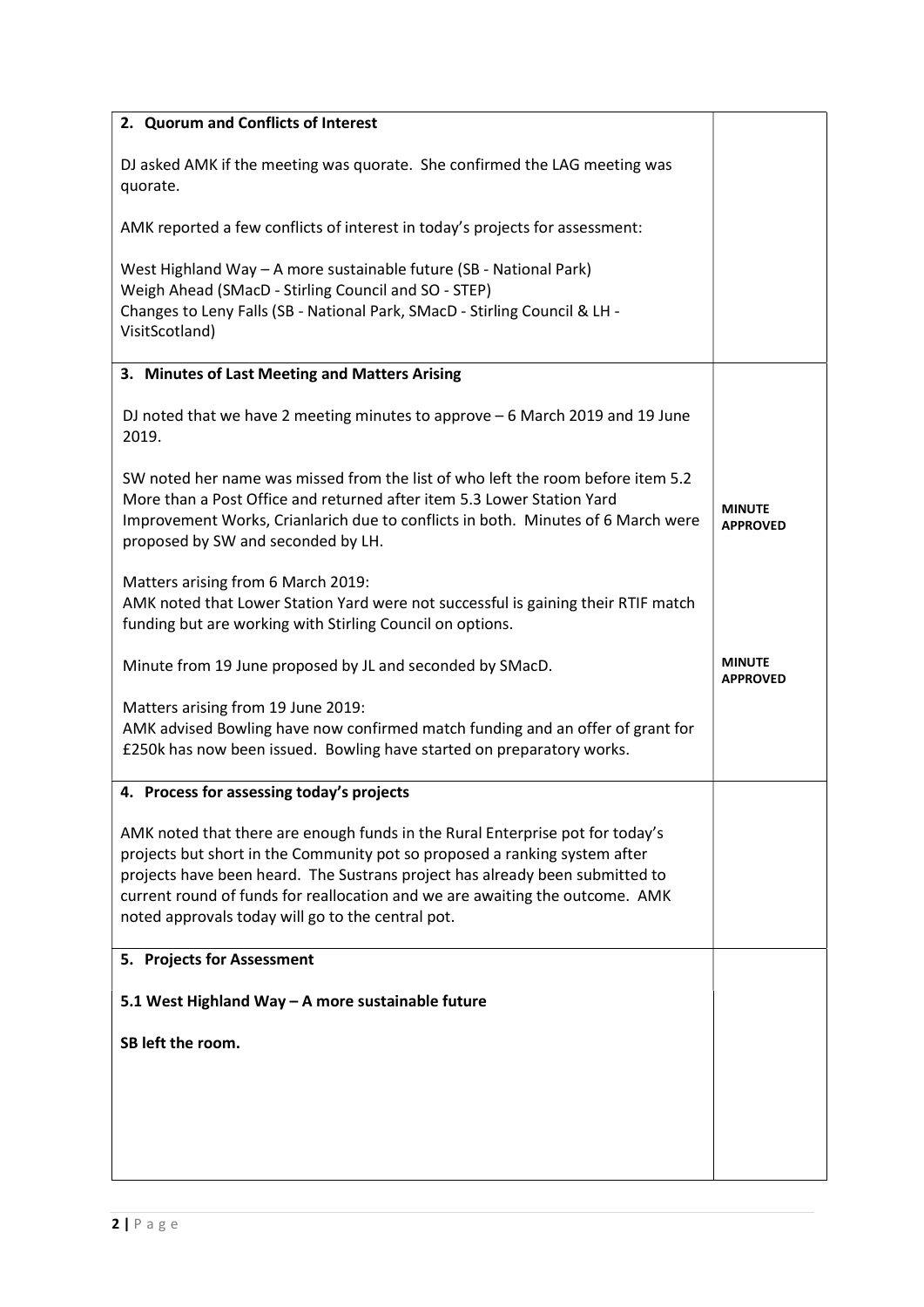| | |
|---|---|
| **2. Quorum and Conflicts of Interest**<br><br>DJ asked AMK if the meeting was quorate. She confirmed the LAG meeting was quorate.<br><br>AMK reported a few conflicts of interest in today's projects for assessment:<br><br>West Highland Way – A more sustainable future (SB - National Park)<br>Weigh Ahead (SMacD - Stirling Council and SO - STEP)<br>Changes to Leny Falls (SB - National Park, SMacD - Stirling Council & LH - VisitScotland) | |
| **3. Minutes of Last Meeting and Matters Arising**<br><br>DJ noted that we have 2 meeting minutes to approve – 6 March 2019 and 19 June 2019.<br><br>SW noted her name was missed from the list of who left the room before item 5.2 More than a Post Office and returned after item 5.3 Lower Station Yard Improvement Works, Crianlarich due to conflicts in both. Minutes of 6 March were proposed by SW and seconded by LH.<br><br>Matters arising from 6 March 2019:<br>AMK noted that Lower Station Yard were not successful is gaining their RTIF match funding but are working with Stirling Council on options.<br><br>Minute from 19 June proposed by JL and seconded by SMacD.<br><br>Matters arising from 19 June 2019:<br>AMK advised Bowling have now confirmed match funding and an offer of grant for £250k has now been issued. Bowling have started on preparatory works. | **MINUTE APPROVED**<br><br>**MINUTE APPROVED** |
| **4. Process for assessing today's projects**<br><br>AMK noted that there are enough funds in the Rural Enterprise pot for today's projects but short in the Community pot so proposed a ranking system after projects have been heard. The Sustrans project has already been submitted to current round of funds for reallocation and we are awaiting the outcome. AMK noted approvals today will go to the central pot. | |
| **5. Projects for Assessment**<br><br>**5.1 West Highland Way – A more sustainable future**<br><br>**SB left the room.** | |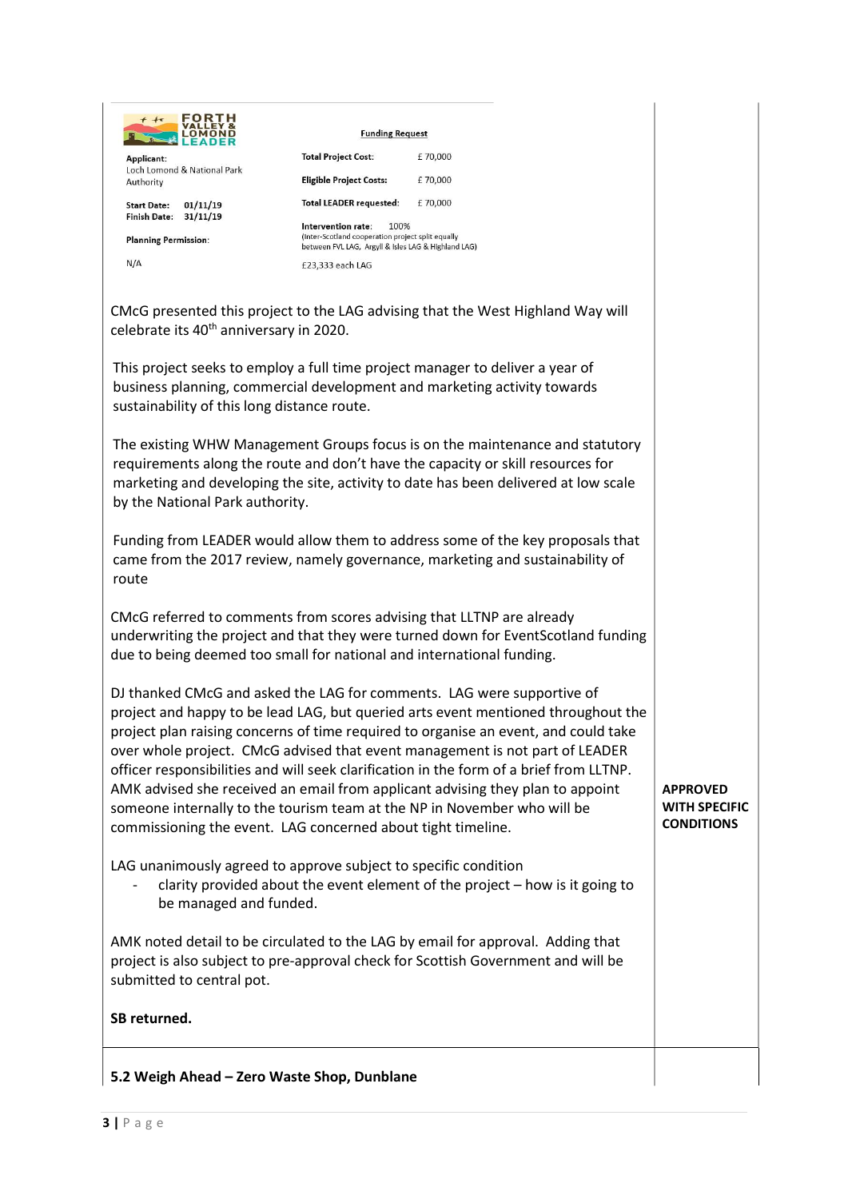| FORTH VALLEY & LOMOND LEADER | Funding Request | |
|---|---|---|
| **Applicant:** Loch Lomond & National Park Authority | **Total Project Cost:** | £ 70,000 |
| | **Eligible Project Costs:** | £ 70,000 |
| **Start Date:** 01/11/19 **Finish Date:** 31/11/19 | **Total LEADER requested:** | £ 70,000 |
| **Planning Permission:** | **Intervention rate:** 100% (Inter-Scotland cooperation project split equally between FVL LAG, Argyll & Isles LAG & Highland LAG) | |
| N/A | £23,333 each LAG | |

CMcG presented this project to the LAG advising that the West Highland Way will celebrate its 40th anniversary in 2020.

This project seeks to employ a full time project manager to deliver a year of business planning, commercial development and marketing activity towards sustainability of this long distance route.

The existing WHW Management Groups focus is on the maintenance and statutory requirements along the route and don't have the capacity or skill resources for marketing and developing the site, activity to date has been delivered at low scale by the National Park authority.

Funding from LEADER would allow them to address some of the key proposals that came from the 2017 review, namely governance, marketing and sustainability of route

CMcG referred to comments from scores advising that LLTNP are already underwriting the project and that they were turned down for EventScotland funding due to being deemed too small for national and international funding.

DJ thanked CMcG and asked the LAG for comments. LAG were supportive of project and happy to be lead LAG, but queried arts event mentioned throughout the project plan raising concerns of time required to organise an event, and could take over whole project. CMcG advised that event management is not part of LEADER officer responsibilities and will seek clarification in the form of a brief from LLTNP. AMK advised she received an email from applicant advising they plan to appoint someone internally to the tourism team at the NP in November who will be commissioning the event. LAG concerned about tight timeline.

**APPROVED WITH SPECIFIC CONDITIONS**

LAG unanimously agreed to approve subject to specific condition

- clarity provided about the event element of the project – how is it going to be managed and funded.

AMK noted detail to be circulated to the LAG by email for approval. Adding that project is also subject to pre-approval check for Scottish Government and will be submitted to central pot.

**SB returned.**

**5.2 Weigh Ahead – Zero Waste Shop, Dunblane**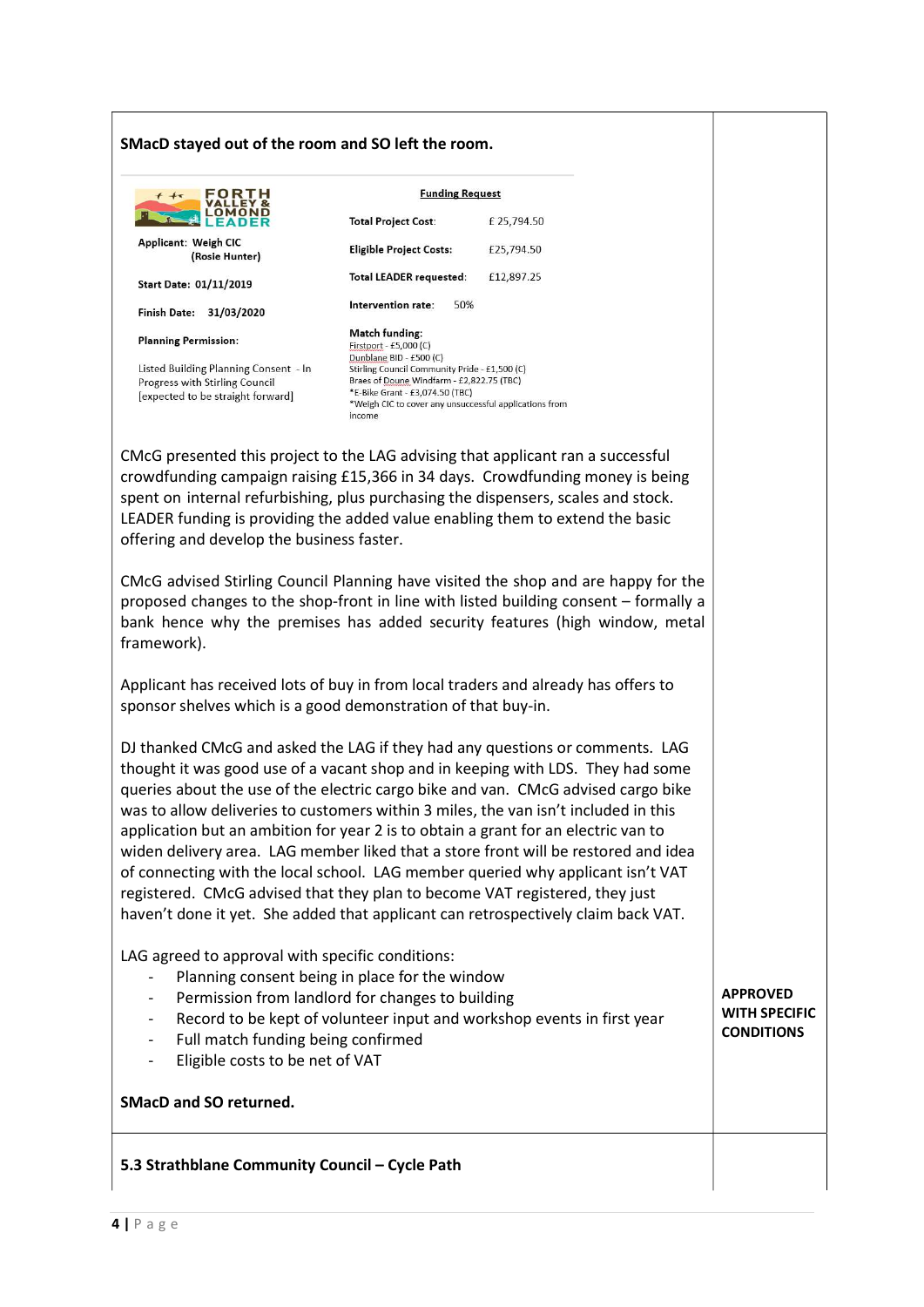**SMacD stayed out of the room and SO left the room.**

FORTH VALLEY & LOMOND LEADER

**Applicant:** Weigh CIC (Rosie Hunter)

**Start Date:** 01/11/2019

**Finish Date:** 31/03/2020

**Planning Permission:**

Listed Building Planning Consent - In Progress with Stirling Council [expected to be straight forward]

**Funding Request**

| | |
|---|---|
| **Total Project Cost:** | £ 25,794.50 |
| **Eligible Project Costs:** | £25,794.50 |
| **Total LEADER requested:** | £12,897.25 |
| **Intervention rate:** | 50% |

**Match funding:**
Firstport - £5,000 (C)
Dunblane BID - £500 (C)
Stirling Council Community Pride - £1,500 (C)
Braes of Doune Windfarm - £2,822.75 (TBC)
*E-Bike Grant - £3,074.50 (TBC)
*Weigh CIC to cover any unsuccessful applications from income

CMcG presented this project to the LAG advising that applicant ran a successful crowdfunding campaign raising £15,366 in 34 days. Crowdfunding money is being spent on internal refurbishing, plus purchasing the dispensers, scales and stock. LEADER funding is providing the added value enabling them to extend the basic offering and develop the business faster.

CMcG advised Stirling Council Planning have visited the shop and are happy for the proposed changes to the shop-front in line with listed building consent – formally a bank hence why the premises has added security features (high window, metal framework).

Applicant has received lots of buy in from local traders and already has offers to sponsor shelves which is a good demonstration of that buy-in.

DJ thanked CMcG and asked the LAG if they had any questions or comments. LAG thought it was good use of a vacant shop and in keeping with LDS. They had some queries about the use of the electric cargo bike and van. CMcG advised cargo bike was to allow deliveries to customers within 3 miles, the van isn't included in this application but an ambition for year 2 is to obtain a grant for an electric van to widen delivery area. LAG member liked that a store front will be restored and idea of connecting with the local school. LAG member queried why applicant isn't VAT registered. CMcG advised that they plan to become VAT registered, they just haven't done it yet. She added that applicant can retrospectively claim back VAT.

LAG agreed to approval with specific conditions:

- Planning consent being in place for the window
- Permission from landlord for changes to building
- Record to be kept of volunteer input and workshop events in first year
- Full match funding being confirmed
- Eligible costs to be net of VAT

**APPROVED WITH SPECIFIC CONDITIONS**

**SMacD and SO returned.**

**5.3 Strathblane Community Council – Cycle Path**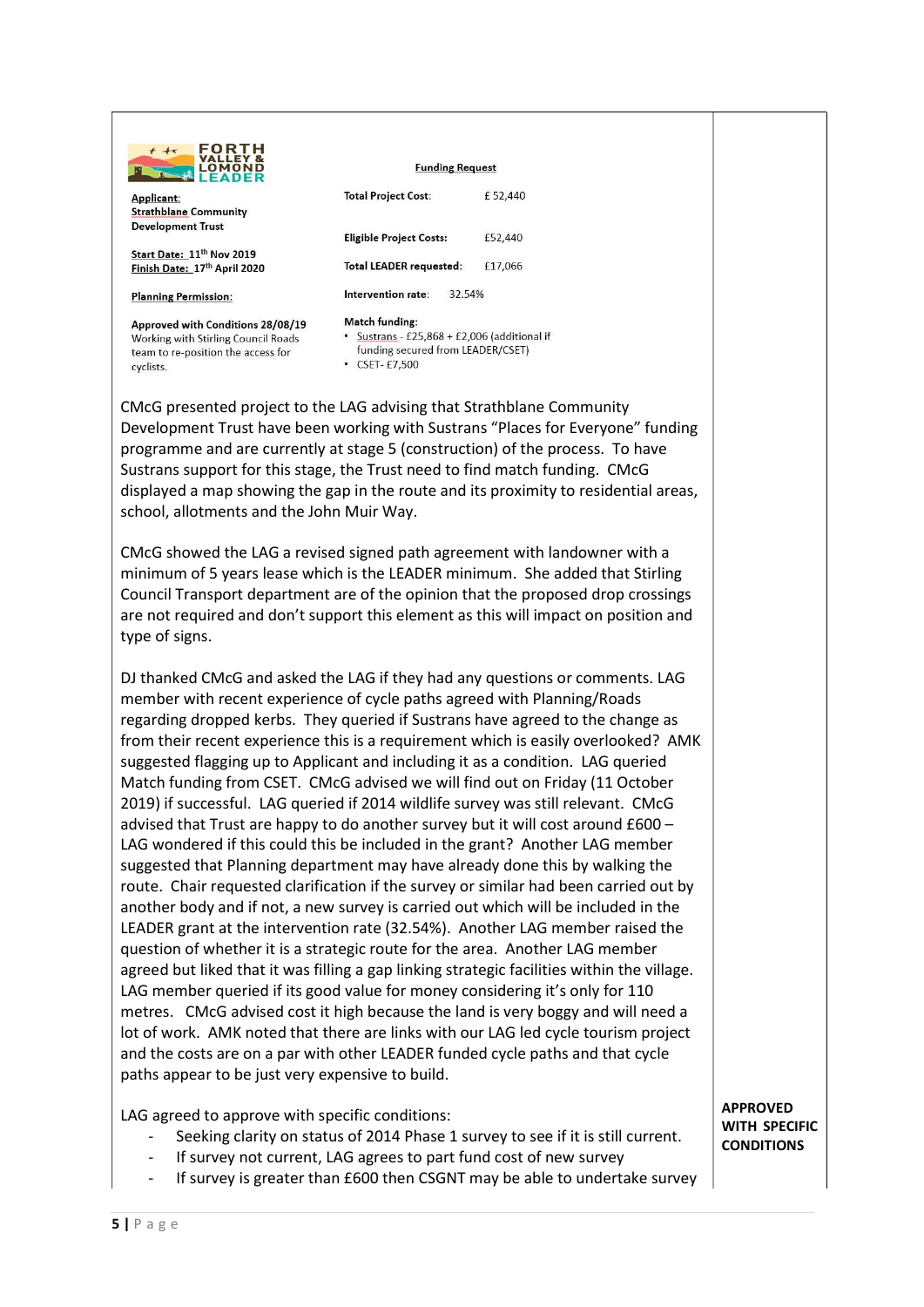**FORTH VALLEY & LOMOND LEADER**

| **Applicant:** Strathblane Community Development Trust | **Funding Request** | |
|---|---|---|
| | **Total Project Cost:** | £ 52,440 |
| | **Eligible Project Costs:** | £52,440 |
| **Start Date:** 11th Nov 2019 | **Total LEADER requested:** | £17,066 |
| **Finish Date:** 17th April 2020 | | |
| **Planning Permission:** | **Intervention rate:** | 32.54% |
| **Approved with Conditions 28/08/19** Working with Stirling Council Roads team to re-position the access for cyclists. | **Match funding:**<br>• Sustrans - £25,868 + £2,006 (additional if funding secured from LEADER/CSET)<br>• CSET- £7,500 | |

CMcG presented project to the LAG advising that Strathblane Community Development Trust have been working with Sustrans "Places for Everyone" funding programme and are currently at stage 5 (construction) of the process. To have Sustrans support for this stage, the Trust need to find match funding. CMcG displayed a map showing the gap in the route and its proximity to residential areas, school, allotments and the John Muir Way.

CMcG showed the LAG a revised signed path agreement with landowner with a minimum of 5 years lease which is the LEADER minimum. She added that Stirling Council Transport department are of the opinion that the proposed drop crossings are not required and don't support this element as this will impact on position and type of signs.

DJ thanked CMcG and asked the LAG if they had any questions or comments. LAG member with recent experience of cycle paths agreed with Planning/Roads regarding dropped kerbs. They queried if Sustrans have agreed to the change as from their recent experience this is a requirement which is easily overlooked? AMK suggested flagging up to Applicant and including it as a condition. LAG queried Match funding from CSET. CMcG advised we will find out on Friday (11 October 2019) if successful. LAG queried if 2014 wildlife survey was still relevant. CMcG advised that Trust are happy to do another survey but it will cost around £600 – LAG wondered if this could this be included in the grant? Another LAG member suggested that Planning department may have already done this by walking the route. Chair requested clarification if the survey or similar had been carried out by another body and if not, a new survey is carried out which will be included in the LEADER grant at the intervention rate (32.54%). Another LAG member raised the question of whether it is a strategic route for the area. Another LAG member agreed but liked that it was filling a gap linking strategic facilities within the village. LAG member queried if its good value for money considering it's only for 110 metres. CMcG advised cost it high because the land is very boggy and will need a lot of work. AMK noted that there are links with our LAG led cycle tourism project and the costs are on a par with other LEADER funded cycle paths and that cycle paths appear to be just very expensive to build.

LAG agreed to approve with specific conditions:

- Seeking clarity on status of 2014 Phase 1 survey to see if it is still current.
- If survey not current, LAG agrees to part fund cost of new survey
- If survey is greater than £600 then CSGNT may be able to undertake survey

**APPROVED WITH SPECIFIC CONDITIONS**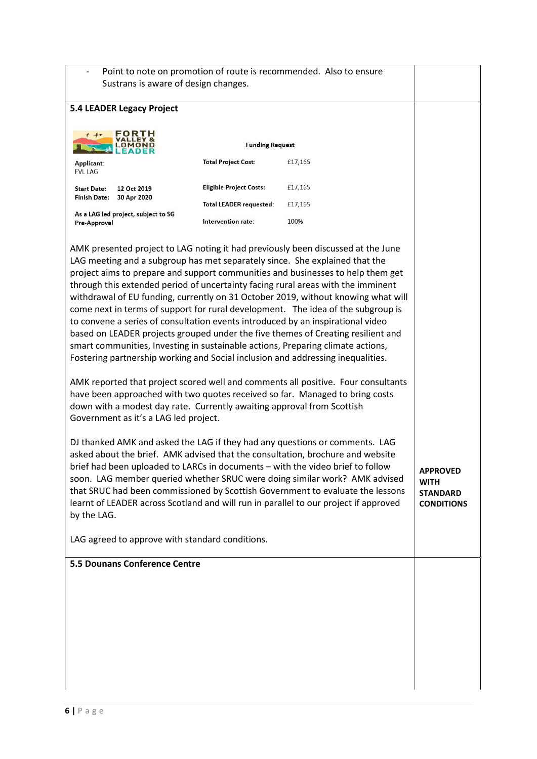- Point to note on promotion of route is recommended. Also to ensure Sustrans is aware of design changes.

**5.4 LEADER Legacy Project**

FORTH VALLEY & LOMOND LEADER

**Funding Request**

| | | | |
|---|---|---|---|
| Applicant: FVL LAG | | **Total Project Cost:** | £17,165 |
| **Start Date:** | **12 Oct 2019** | **Eligible Project Costs:** | £17,165 |
| **Finish Date:** | **30 Apr 2020** | **Total LEADER requested:** | £17,165 |
| **As a LAG led project, subject to SG Pre-Approval** | | **Intervention rate:** | 100% |

AMK presented project to LAG noting it had previously been discussed at the June LAG meeting and a subgroup has met separately since. She explained that the project aims to prepare and support communities and businesses to help them get through this extended period of uncertainty facing rural areas with the imminent withdrawal of EU funding, currently on 31 October 2019, without knowing what will come next in terms of support for rural development. The idea of the subgroup is to convene a series of consultation events introduced by an inspirational video based on LEADER projects grouped under the five themes of Creating resilient and smart communities, Investing in sustainable actions, Preparing climate actions, Fostering partnership working and Social inclusion and addressing inequalities.

AMK reported that project scored well and comments all positive. Four consultants have been approached with two quotes received so far. Managed to bring costs down with a modest day rate. Currently awaiting approval from Scottish Government as it's a LAG led project.

DJ thanked AMK and asked the LAG if they had any questions or comments. LAG asked about the brief. AMK advised that the consultation, brochure and website brief had been uploaded to LARCs in documents – with the video brief to follow soon. LAG member queried whether SRUC were doing similar work? AMK advised that SRUC had been commissioned by Scottish Government to evaluate the lessons learnt of LEADER across Scotland and will run in parallel to our project if approved by the LAG.

LAG agreed to approve with standard conditions.

**APPROVED WITH STANDARD CONDITIONS**

**5.5 Dounans Conference Centre**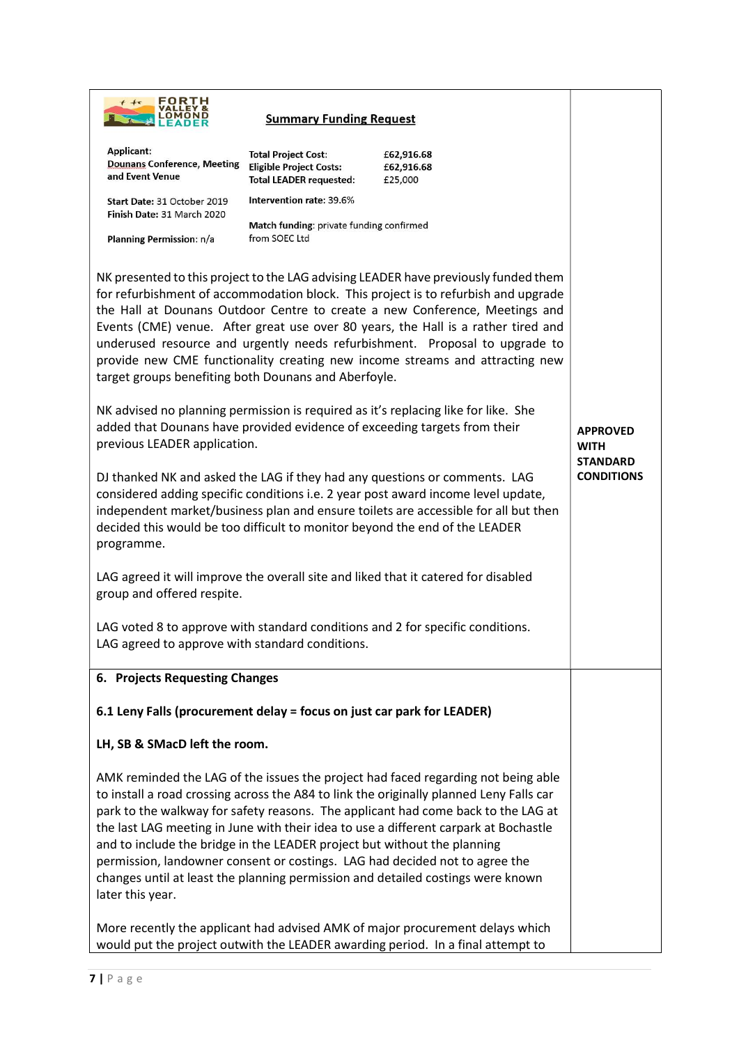**Summary Funding Request**

| | | |
|---|---|---|
| **Applicant:** Dounans Conference, Meeting and Event Venue | **Total Project Cost:** | £62,916.68 |
| | **Eligible Project Costs:** | £62,916.68 |
| | **Total LEADER requested:** | £25,000 |
| **Start Date:** 31 October 2019 | **Intervention rate:** 39.6% | |
| **Finish Date:** 31 March 2020 | | |
| **Planning Permission:** n/a | **Match funding:** private funding confirmed from SOEC Ltd | |

NK presented to this project to the LAG advising LEADER have previously funded them for refurbishment of accommodation block. This project is to refurbish and upgrade the Hall at Dounans Outdoor Centre to create a new Conference, Meetings and Events (CME) venue. After great use over 80 years, the Hall is a rather tired and underused resource and urgently needs refurbishment. Proposal to upgrade to provide new CME functionality creating new income streams and attracting new target groups benefiting both Dounans and Aberfoyle.

NK advised no planning permission is required as it's replacing like for like. She added that Dounans have provided evidence of exceeding targets from their previous LEADER application.

DJ thanked NK and asked the LAG if they had any questions or comments. LAG considered adding specific conditions i.e. 2 year post award income level update, independent market/business plan and ensure toilets are accessible for all but then decided this would be too difficult to monitor beyond the end of the LEADER programme.

LAG agreed it will improve the overall site and liked that it catered for disabled group and offered respite.

LAG voted 8 to approve with standard conditions and 2 for specific conditions. LAG agreed to approve with standard conditions.

**APPROVED WITH STANDARD CONDITIONS**

### 6. Projects Requesting Changes

**6.1 Leny Falls (procurement delay = focus on just car park for LEADER)**

**LH, SB & SMacD left the room.**

AMK reminded the LAG of the issues the project had faced regarding not being able to install a road crossing across the A84 to link the originally planned Leny Falls car park to the walkway for safety reasons. The applicant had come back to the LAG at the last LAG meeting in June with their idea to use a different carpark at Bochastle and to include the bridge in the LEADER project but without the planning permission, landowner consent or costings. LAG had decided not to agree the changes until at least the planning permission and detailed costings were known later this year.

More recently the applicant had advised AMK of major procurement delays which would put the project outwith the LEADER awarding period. In a final attempt to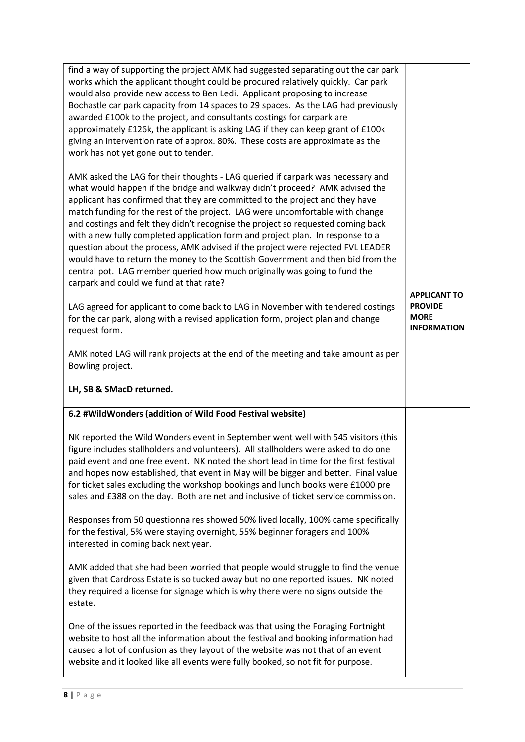| | |
|---|---|
| find a way of supporting the project AMK had suggested separating out the car park works which the applicant thought could be procured relatively quickly. Car park would also provide new access to Ben Ledi. Applicant proposing to increase Bochastle car park capacity from 14 spaces to 29 spaces. As the LAG had previously awarded £100k to the project, and consultants costings for carpark are approximately £126k, the applicant is asking LAG if they can keep grant of £100k giving an intervention rate of approx. 80%. These costs are approximate as the work has not yet gone out to tender.<br><br>AMK asked the LAG for their thoughts - LAG queried if carpark was necessary and what would happen if the bridge and walkway didn't proceed? AMK advised the applicant has confirmed that they are committed to the project and they have match funding for the rest of the project. LAG were uncomfortable with change and costings and felt they didn't recognise the project so requested coming back with a new fully completed application form and project plan. In response to a question about the process, AMK advised if the project were rejected FVL LEADER would have to return the money to the Scottish Government and then bid from the central pot. LAG member queried how much originally was going to fund the carpark and could we fund at that rate?<br><br>LAG agreed for applicant to come back to LAG in November with tendered costings for the car park, along with a revised application form, project plan and change request form.<br><br>AMK noted LAG will rank projects at the end of the meeting and take amount as per Bowling project.<br><br>**LH, SB & SMacD returned.** | **APPLICANT TO PROVIDE MORE INFORMATION** |
| **6.2 #WildWonders (addition of Wild Food Festival website)**<br><br>NK reported the Wild Wonders event in September went well with 545 visitors (this figure includes stallholders and volunteers). All stallholders were asked to do one paid event and one free event. NK noted the short lead in time for the first festival and hopes now established, that event in May will be bigger and better. Final value for ticket sales excluding the workshop bookings and lunch books were £1000 pre sales and £388 on the day. Both are net and inclusive of ticket service commission.<br><br>Responses from 50 questionnaires showed 50% lived locally, 100% came specifically for the festival, 5% were staying overnight, 55% beginner foragers and 100% interested in coming back next year.<br><br>AMK added that she had been worried that people would struggle to find the venue given that Cardross Estate is so tucked away but no one reported issues. NK noted they required a license for signage which is why there were no signs outside the estate.<br><br>One of the issues reported in the feedback was that using the Foraging Fortnight website to host all the information about the festival and booking information had caused a lot of confusion as they layout of the website was not that of an event website and it looked like all events were fully booked, so not fit for purpose. | |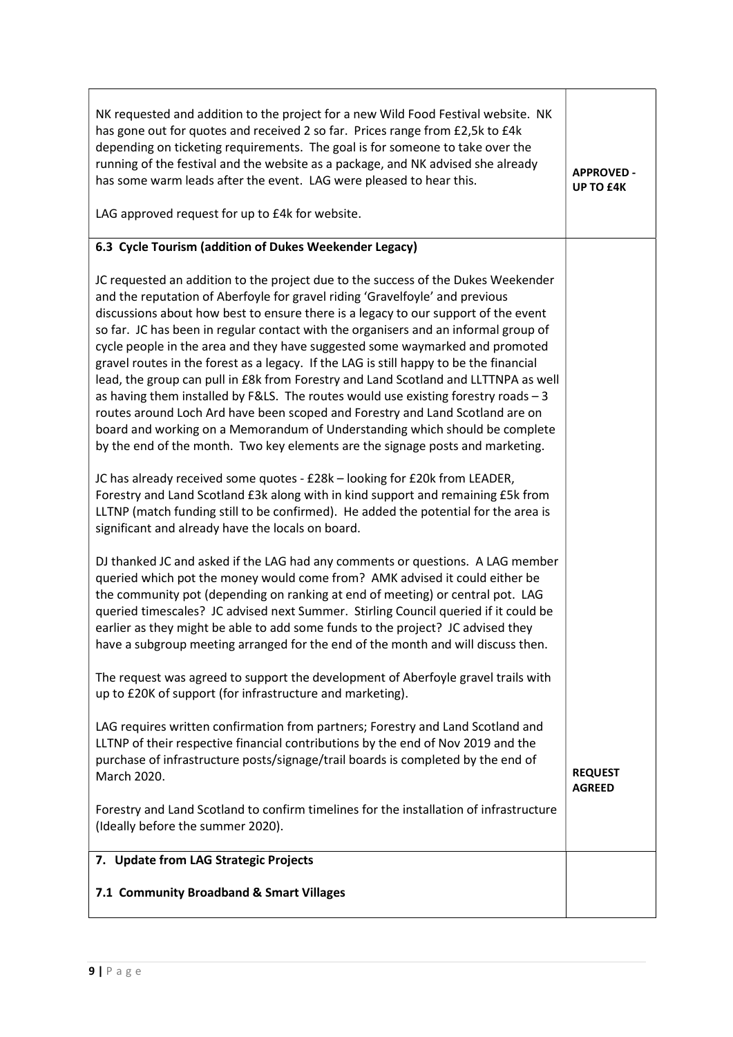| | |
|---|---|
| NK requested and addition to the project for a new Wild Food Festival website. NK has gone out for quotes and received 2 so far. Prices range from £2,5k to £4k depending on ticketing requirements. The goal is for someone to take over the running of the festival and the website as a package, and NK advised she already has some warm leads after the event. LAG were pleased to hear this.<br><br>LAG approved request for up to £4k for website. | **APPROVED - UP TO £4K** |
| **6.3 Cycle Tourism (addition of Dukes Weekender Legacy)**<br><br>JC requested an addition to the project due to the success of the Dukes Weekender and the reputation of Aberfoyle for gravel riding 'Gravelfoyle' and previous discussions about how best to ensure there is a legacy to our support of the event so far. JC has been in regular contact with the organisers and an informal group of cycle people in the area and they have suggested some waymarked and promoted gravel routes in the forest as a legacy. If the LAG is still happy to be the financial lead, the group can pull in £8k from Forestry and Land Scotland and LLTTNPA as well as having them installed by F&LS. The routes would use existing forestry roads – 3 routes around Loch Ard have been scoped and Forestry and Land Scotland are on board and working on a Memorandum of Understanding which should be complete by the end of the month. Two key elements are the signage posts and marketing.<br><br>JC has already received some quotes - £28k – looking for £20k from LEADER, Forestry and Land Scotland £3k along with in kind support and remaining £5k from LLTNP (match funding still to be confirmed). He added the potential for the area is significant and already have the locals on board.<br><br>DJ thanked JC and asked if the LAG had any comments or questions. A LAG member queried which pot the money would come from? AMK advised it could either be the community pot (depending on ranking at end of meeting) or central pot. LAG queried timescales? JC advised next Summer. Stirling Council queried if it could be earlier as they might be able to add some funds to the project? JC advised they have a subgroup meeting arranged for the end of the month and will discuss then.<br><br>The request was agreed to support the development of Aberfoyle gravel trails with up to £20K of support (for infrastructure and marketing).<br><br>LAG requires written confirmation from partners; Forestry and Land Scotland and LLTNP of their respective financial contributions by the end of Nov 2019 and the purchase of infrastructure posts/signage/trail boards is completed by the end of March 2020.<br><br>Forestry and Land Scotland to confirm timelines for the installation of infrastructure (Ideally before the summer 2020). | **REQUEST AGREED** |
| **7. Update from LAG Strategic Projects**<br><br>**7.1 Community Broadband & Smart Villages** | |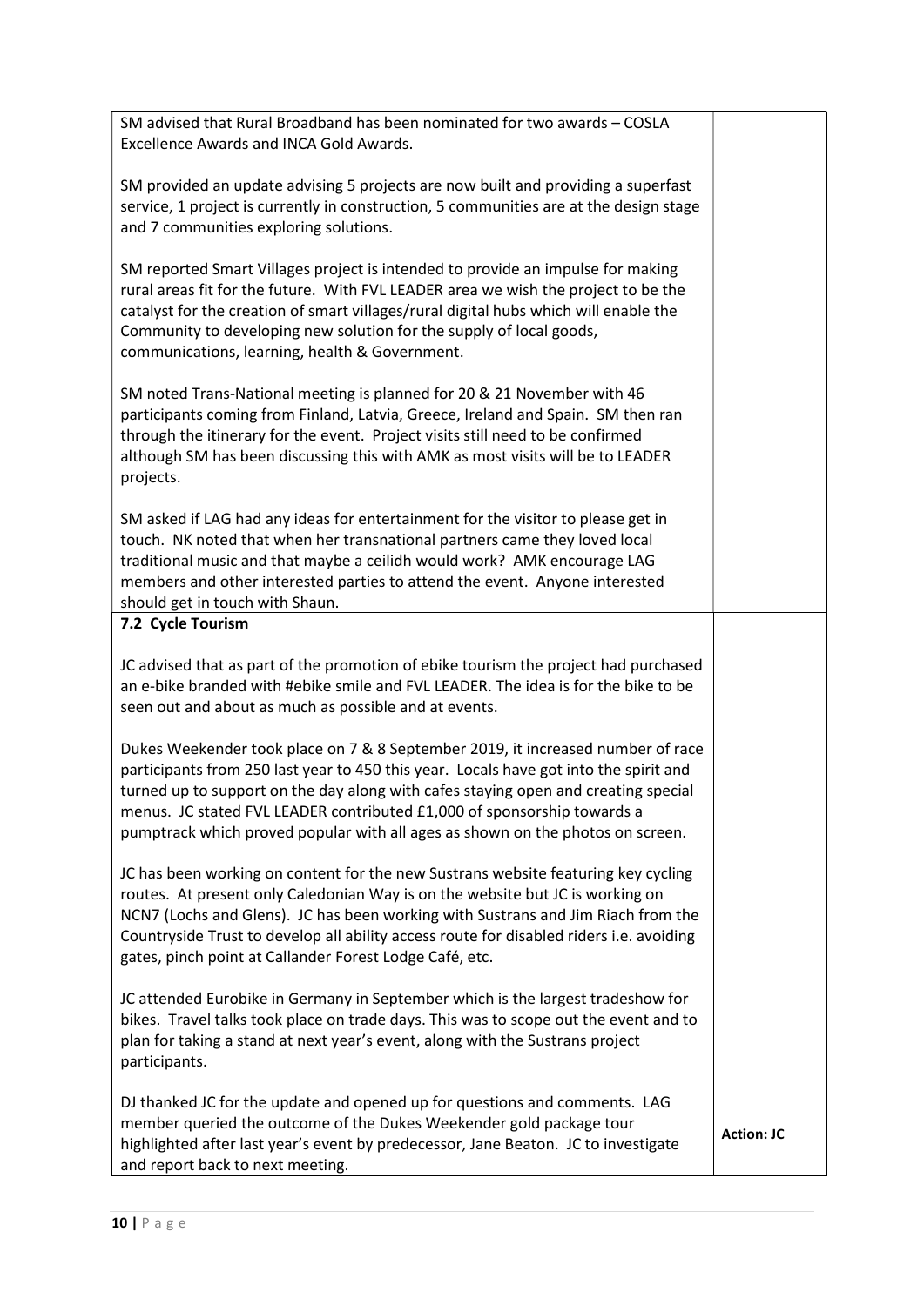| | |
|---|---|
| SM advised that Rural Broadband has been nominated for two awards – COSLA Excellence Awards and INCA Gold Awards.<br><br>SM provided an update advising 5 projects are now built and providing a superfast service, 1 project is currently in construction, 5 communities are at the design stage and 7 communities exploring solutions.<br><br>SM reported Smart Villages project is intended to provide an impulse for making rural areas fit for the future. With FVL LEADER area we wish the project to be the catalyst for the creation of smart villages/rural digital hubs which will enable the Community to developing new solution for the supply of local goods, communications, learning, health & Government.<br><br>SM noted Trans-National meeting is planned for 20 & 21 November with 46 participants coming from Finland, Latvia, Greece, Ireland and Spain. SM then ran through the itinerary for the event. Project visits still need to be confirmed although SM has been discussing this with AMK as most visits will be to LEADER projects.<br><br>SM asked if LAG had any ideas for entertainment for the visitor to please get in touch. NK noted that when her transnational partners came they loved local traditional music and that maybe a ceilidh would work? AMK encourage LAG members and other interested parties to attend the event. Anyone interested should get in touch with Shaun. | |
| **7.2 Cycle Tourism**<br><br>JC advised that as part of the promotion of ebike tourism the project had purchased an e-bike branded with #ebike smile and FVL LEADER. The idea is for the bike to be seen out and about as much as possible and at events.<br><br>Dukes Weekender took place on 7 & 8 September 2019, it increased number of race participants from 250 last year to 450 this year. Locals have got into the spirit and turned up to support on the day along with cafes staying open and creating special menus. JC stated FVL LEADER contributed £1,000 of sponsorship towards a pumptrack which proved popular with all ages as shown on the photos on screen.<br><br>JC has been working on content for the new Sustrans website featuring key cycling routes. At present only Caledonian Way is on the website but JC is working on NCN7 (Lochs and Glens). JC has been working with Sustrans and Jim Riach from the Countryside Trust to develop all ability access route for disabled riders i.e. avoiding gates, pinch point at Callander Forest Lodge Café, etc.<br><br>JC attended Eurobike in Germany in September which is the largest tradeshow for bikes. Travel talks took place on trade days. This was to scope out the event and to plan for taking a stand at next year's event, along with the Sustrans project participants.<br><br>DJ thanked JC for the update and opened up for questions and comments. LAG member queried the outcome of the Dukes Weekender gold package tour highlighted after last year's event by predecessor, Jane Beaton. JC to investigate and report back to next meeting. | **Action: JC** |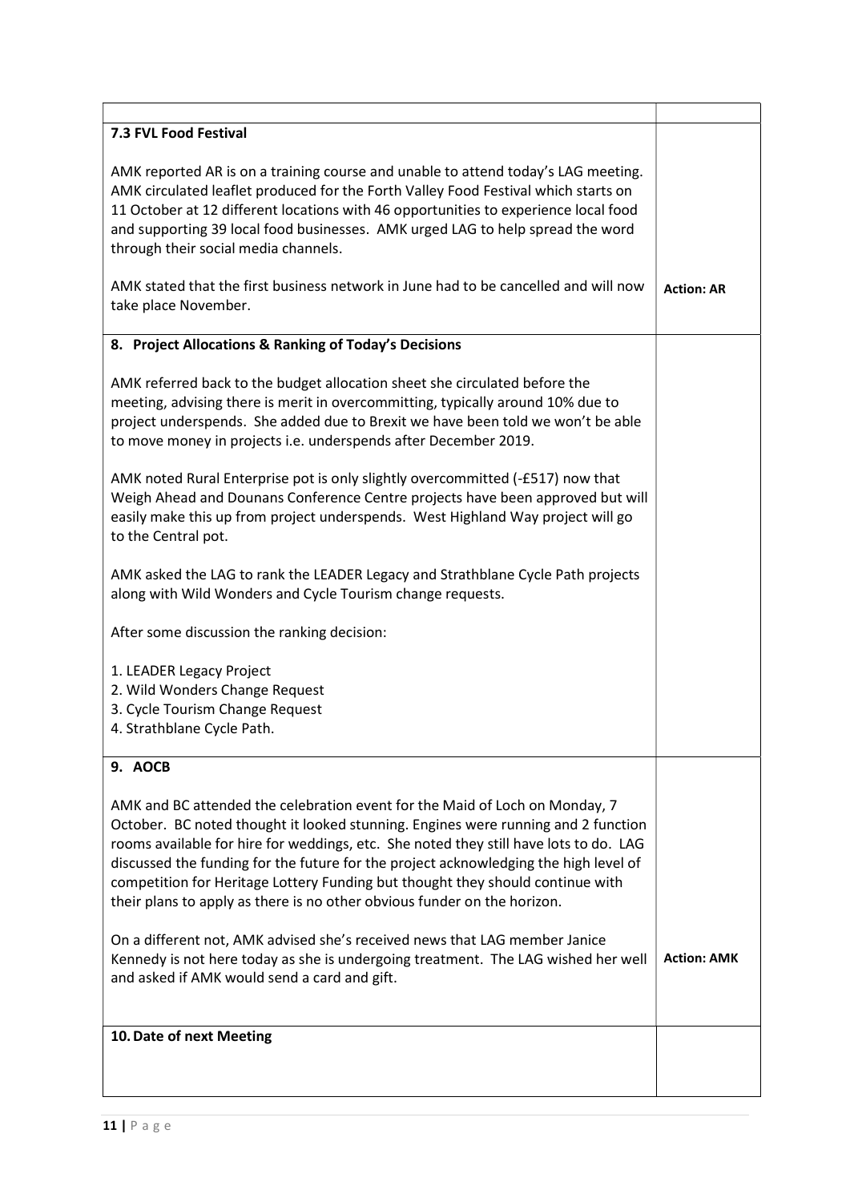| | |
|---|---|
| **7.3 FVL Food Festival**<br><br>AMK reported AR is on a training course and unable to attend today's LAG meeting. AMK circulated leaflet produced for the Forth Valley Food Festival which starts on 11 October at 12 different locations with 46 opportunities to experience local food and supporting 39 local food businesses. AMK urged LAG to help spread the word through their social media channels.<br><br>AMK stated that the first business network in June had to be cancelled and will now take place November. | **Action: AR** |
| **8. Project Allocations & Ranking of Today's Decisions**<br><br>AMK referred back to the budget allocation sheet she circulated before the meeting, advising there is merit in overcommitting, typically around 10% due to project underspends. She added due to Brexit we have been told we won't be able to move money in projects i.e. underspends after December 2019.<br><br>AMK noted Rural Enterprise pot is only slightly overcommitted (-£517) now that Weigh Ahead and Dounans Conference Centre projects have been approved but will easily make this up from project underspends. West Highland Way project will go to the Central pot.<br><br>AMK asked the LAG to rank the LEADER Legacy and Strathblane Cycle Path projects along with Wild Wonders and Cycle Tourism change requests.<br><br>After some discussion the ranking decision:<br><br>1. LEADER Legacy Project<br>2. Wild Wonders Change Request<br>3. Cycle Tourism Change Request<br>4. Strathblane Cycle Path. | |
| **9. AOCB**<br><br>AMK and BC attended the celebration event for the Maid of Loch on Monday, 7 October. BC noted thought it looked stunning. Engines were running and 2 function rooms available for hire for weddings, etc. She noted they still have lots to do. LAG discussed the funding for the future for the project acknowledging the high level of competition for Heritage Lottery Funding but thought they should continue with their plans to apply as there is no other obvious funder on the horizon.<br><br>On a different not, AMK advised she's received news that LAG member Janice Kennedy is not here today as she is undergoing treatment. The LAG wished her well and asked if AMK would send a card and gift. | **Action: AMK** |
| **10. Date of next Meeting** | |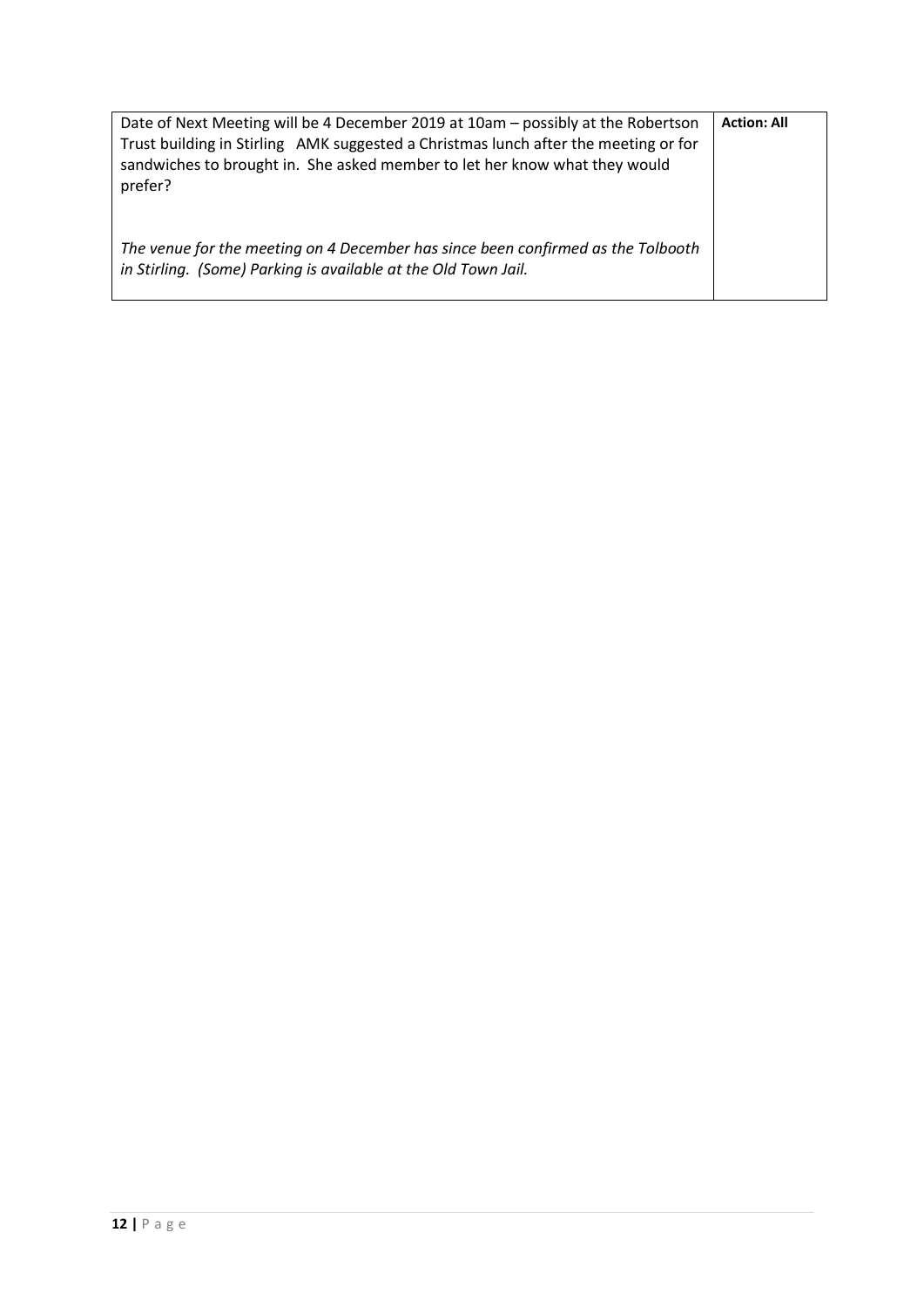| | |
|---|---|
| Date of Next Meeting will be 4 December 2019 at 10am – possibly at the Robertson Trust building in Stirling   AMK suggested a Christmas lunch after the meeting or for sandwiches to brought in.  She asked member to let her know what they would prefer?<br><br>*The venue for the meeting on 4 December has since been confirmed as the Tolbooth in Stirling.  (Some) Parking is available at the Old Town Jail.* | **Action: All** |